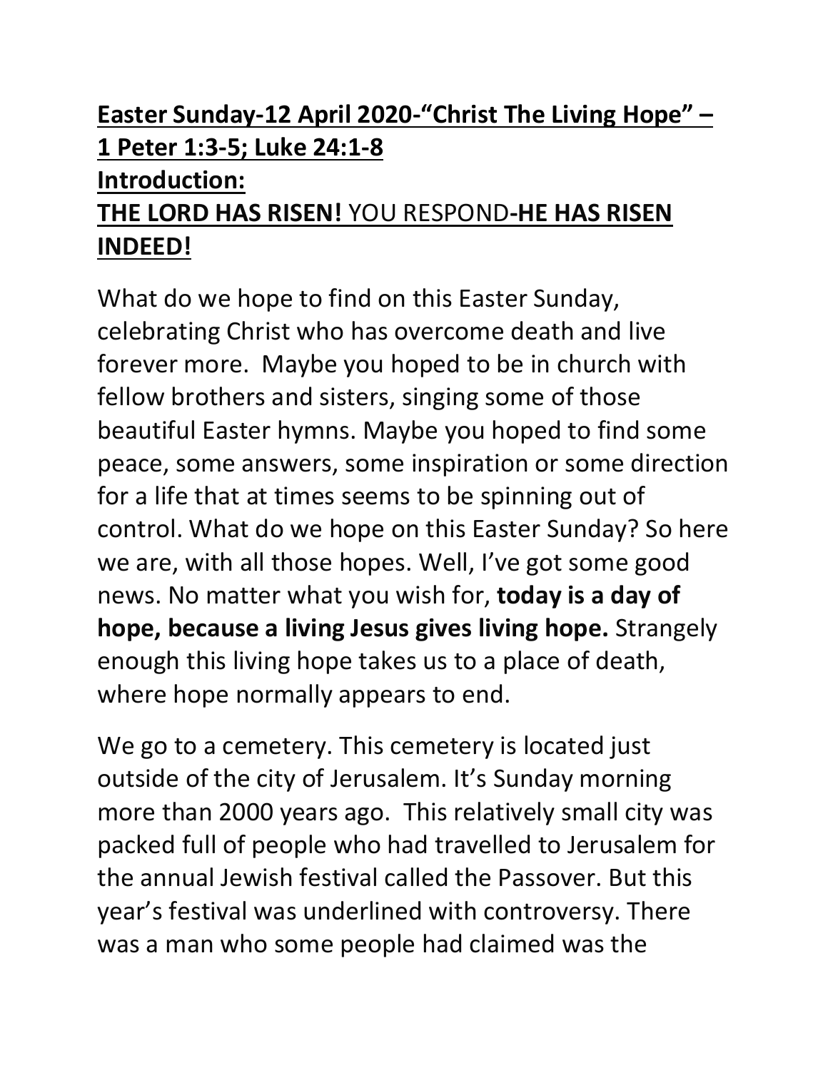**Easter Sunday-12 April 2020-"Christ The Living Hope" – 1 Peter 1:3-5; Luke 24:1-8**

**Introduction:**

**THE LORD HAS RISEN!** YOU RESPOND**-HE HAS RISEN INDEED!**

What do we hope to find on this Easter Sunday, celebrating Christ who has overcome death and live forever more. Maybe you hoped to be in church with fellow brothers and sisters, singing some of those beautiful Easter hymns. Maybe you hoped to find some peace, some answers, some inspiration or some direction for a life that at times seems to be spinning out of control. What do we hope on this Easter Sunday? So here we are, with all those hopes. Well, I've got some good news. No matter what you wish for, **today is a day of hope, because a living Jesus gives living hope.** Strangely enough this living hope takes us to a place of death, where hope normally appears to end.

We go to a cemetery. This cemetery is located just outside of the city of Jerusalem. It's Sunday morning more than 2000 years ago. This relatively small city was packed full of people who had travelled to Jerusalem for the annual Jewish festival called the Passover. But this year's festival was underlined with controversy. There was a man who some people had claimed was the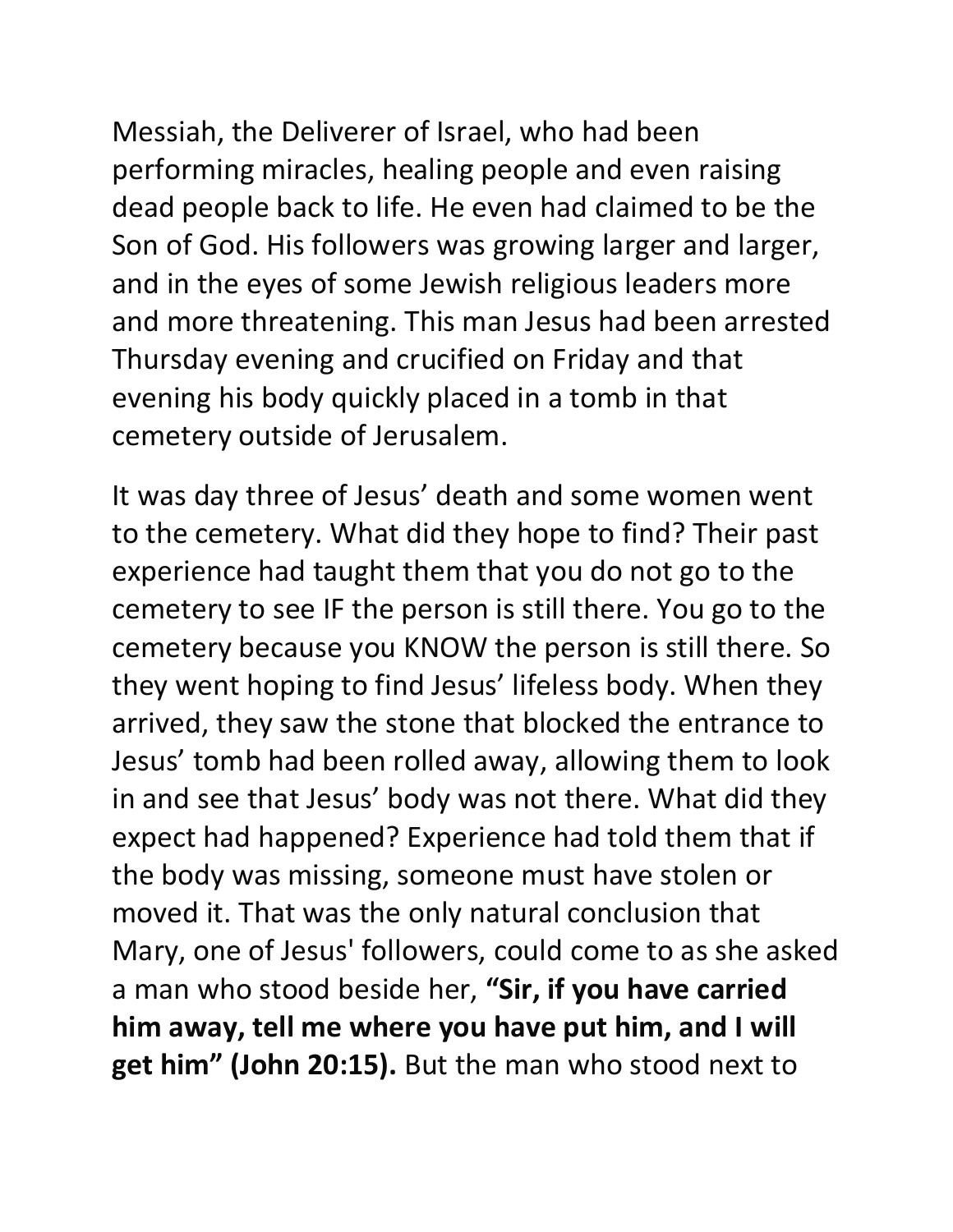Messiah, the Deliverer of Israel, who had been performing miracles, healing people and even raising dead people back to life. He even had claimed to be the Son of God. His followers was growing larger and larger, and in the eyes of some Jewish religious leaders more and more threatening. This man Jesus had been arrested Thursday evening and crucified on Friday and that evening his body quickly placed in a tomb in that cemetery outside of Jerusalem.

It was day three of Jesus' death and some women went to the cemetery. What did they hope to find? Their past experience had taught them that you do not go to the cemetery to see IF the person is still there. You go to the cemetery because you KNOW the person is still there. So they went hoping to find Jesus' lifeless body. When they arrived, they saw the stone that blocked the entrance to Jesus' tomb had been rolled away, allowing them to look in and see that Jesus' body was not there. What did they expect had happened? Experience had told them that if the body was missing, someone must have stolen or moved it. That was the only natural conclusion that Mary, one of Jesus' followers, could come to as she asked a man who stood beside her, **"Sir, if you have carried him away, tell me where you have put him, and I will get him" (John 20:15).** But the man who stood next to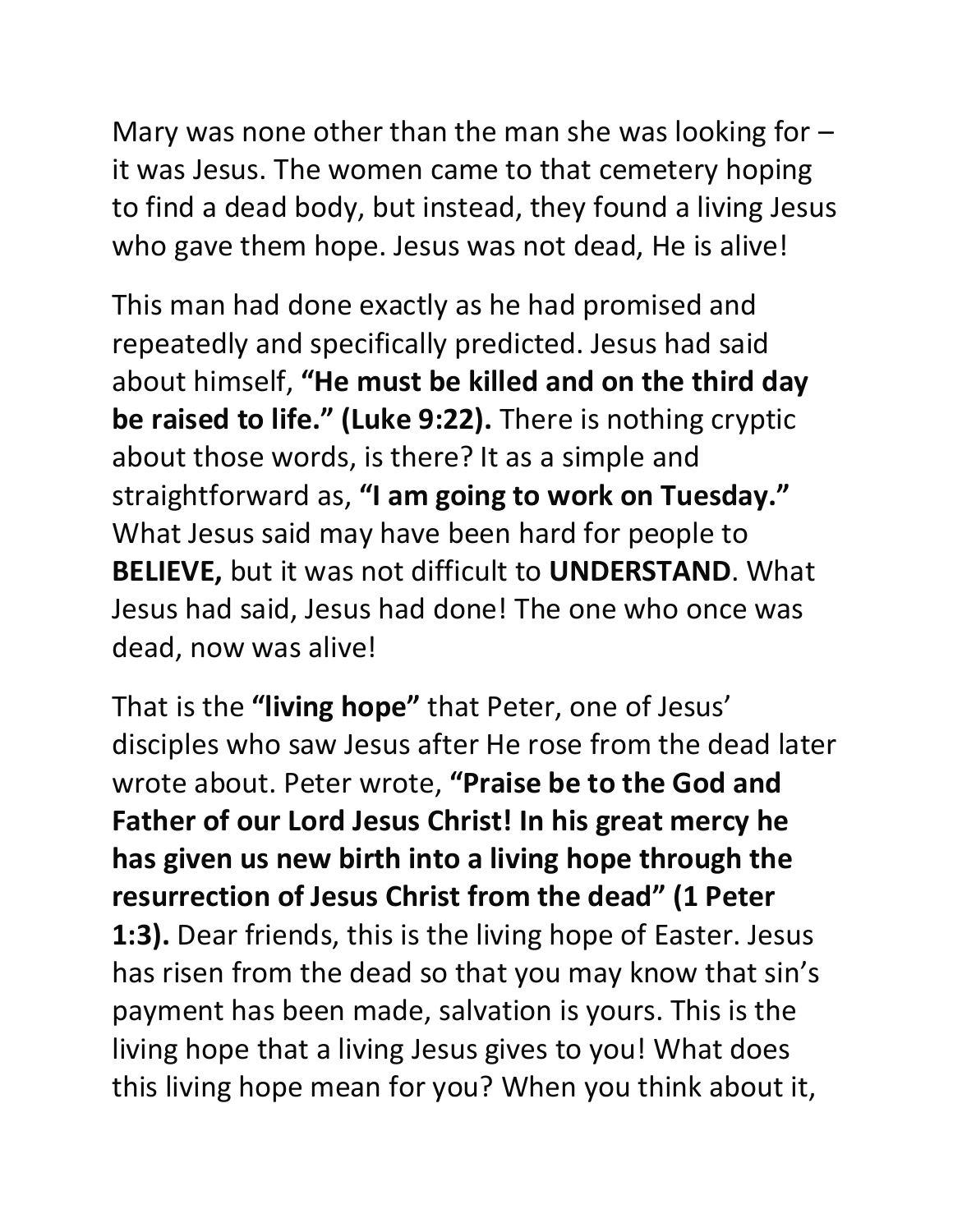Mary was none other than the man she was looking for – it was Jesus. The women came to that cemetery hoping to find a dead body, but instead, they found a living Jesus who gave them hope. Jesus was not dead, He is alive!

This man had done exactly as he had promised and repeatedly and specifically predicted. Jesus had said about himself, **"He must be killed and on the third day be raised to life." (Luke 9:22).** There is nothing cryptic about those words, is there? It as a simple and straightforward as, **"I am going to work on Tuesday."** What Jesus said may have been hard for people to **BELIEVE,** but it was not difficult to **UNDERSTAND**. What Jesus had said, Jesus had done! The one who once was dead, now was alive!

That is the **"living hope"** that Peter, one of Jesus' disciples who saw Jesus after He rose from the dead later wrote about. Peter wrote, **"Praise be to the God and Father of our Lord Jesus Christ! In his great mercy he has given us new birth into a living hope through the resurrection of Jesus Christ from the dead" (1 Peter 1:3).** Dear friends, this is the living hope of Easter. Jesus has risen from the dead so that you may know that sin's payment has been made, salvation is yours. This is the living hope that a living Jesus gives to you! What does this living hope mean for you? When you think about it,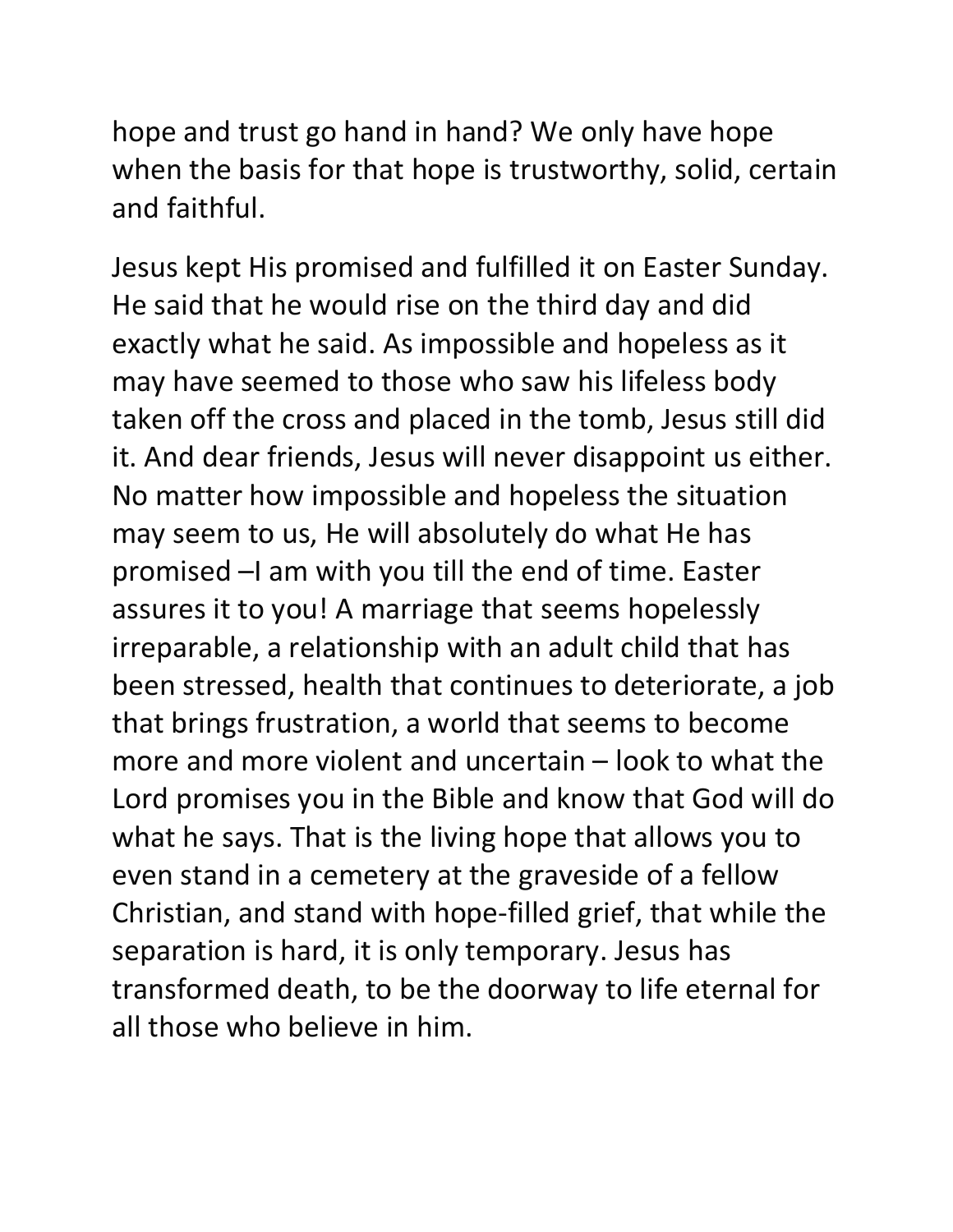hope and trust go hand in hand? We only have hope when the basis for that hope is trustworthy, solid, certain and faithful.

Jesus kept His promised and fulfilled it on Easter Sunday. He said that he would rise on the third day and did exactly what he said. As impossible and hopeless as it may have seemed to those who saw his lifeless body taken off the cross and placed in the tomb, Jesus still did it. And dear friends, Jesus will never disappoint us either. No matter how impossible and hopeless the situation may seem to us, He will absolutely do what He has promised –I am with you till the end of time. Easter assures it to you! A marriage that seems hopelessly irreparable, a relationship with an adult child that has been stressed, health that continues to deteriorate, a job that brings frustration, a world that seems to become more and more violent and uncertain – look to what the Lord promises you in the Bible and know that God will do what he says. That is the living hope that allows you to even stand in a cemetery at the graveside of a fellow Christian, and stand with hope-filled grief, that while the separation is hard, it is only temporary. Jesus has transformed death, to be the doorway to life eternal for all those who believe in him.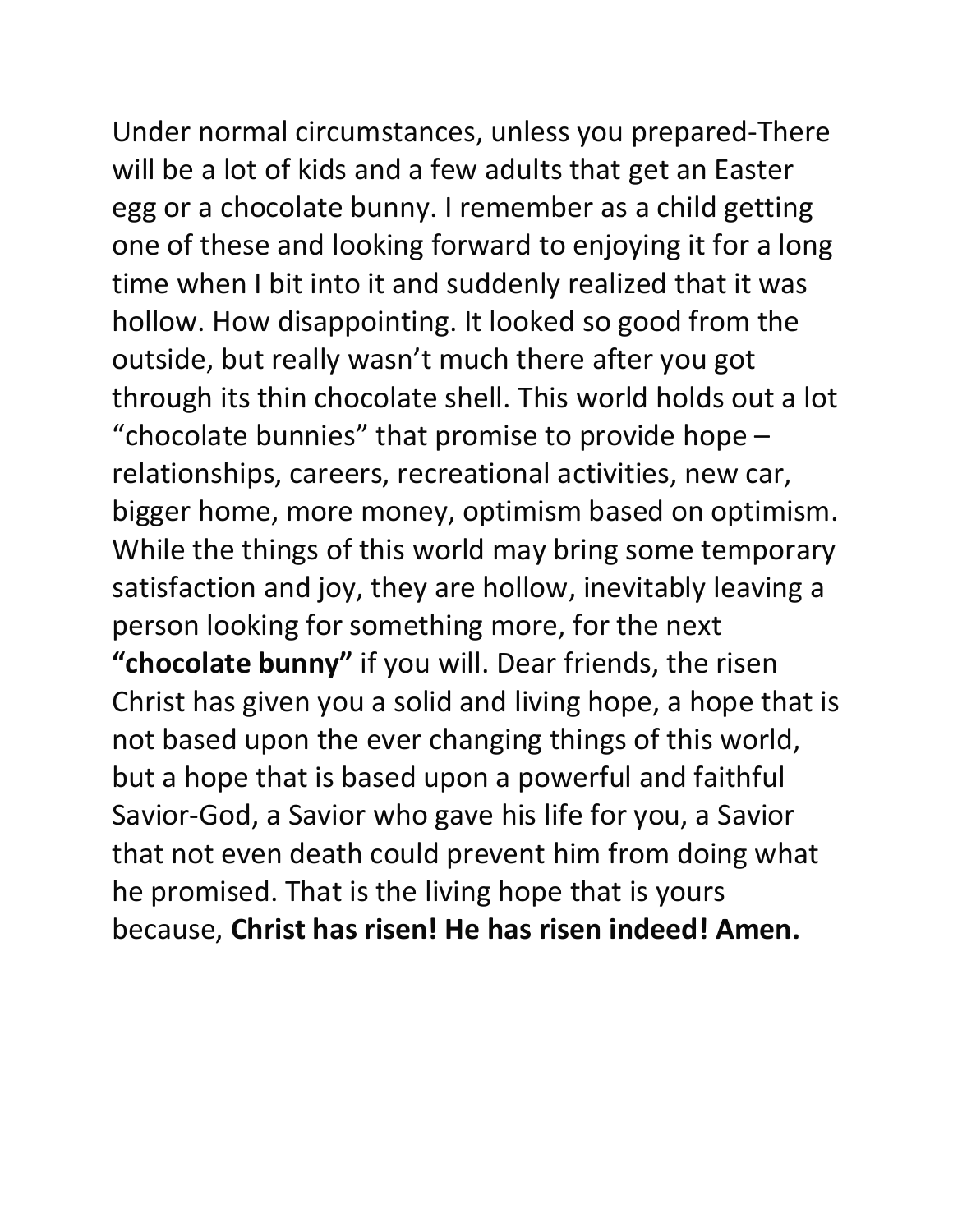Under normal circumstances, unless you prepared-There will be a lot of kids and a few adults that get an Easter egg or a chocolate bunny. I remember as a child getting one of these and looking forward to enjoying it for a long time when I bit into it and suddenly realized that it was hollow. How disappointing. It looked so good from the outside, but really wasn't much there after you got through its thin chocolate shell. This world holds out a lot "chocolate bunnies" that promise to provide hope – relationships, careers, recreational activities, new car, bigger home, more money, optimism based on optimism. While the things of this world may bring some temporary satisfaction and joy, they are hollow, inevitably leaving a person looking for something more, for the next **"chocolate bunny"** if you will. Dear friends, the risen Christ has given you a solid and living hope, a hope that is not based upon the ever changing things of this world, but a hope that is based upon a powerful and faithful Savior-God, a Savior who gave his life for you, a Savior that not even death could prevent him from doing what he promised. That is the living hope that is yours because, **Christ has risen! He has risen indeed! Amen.**